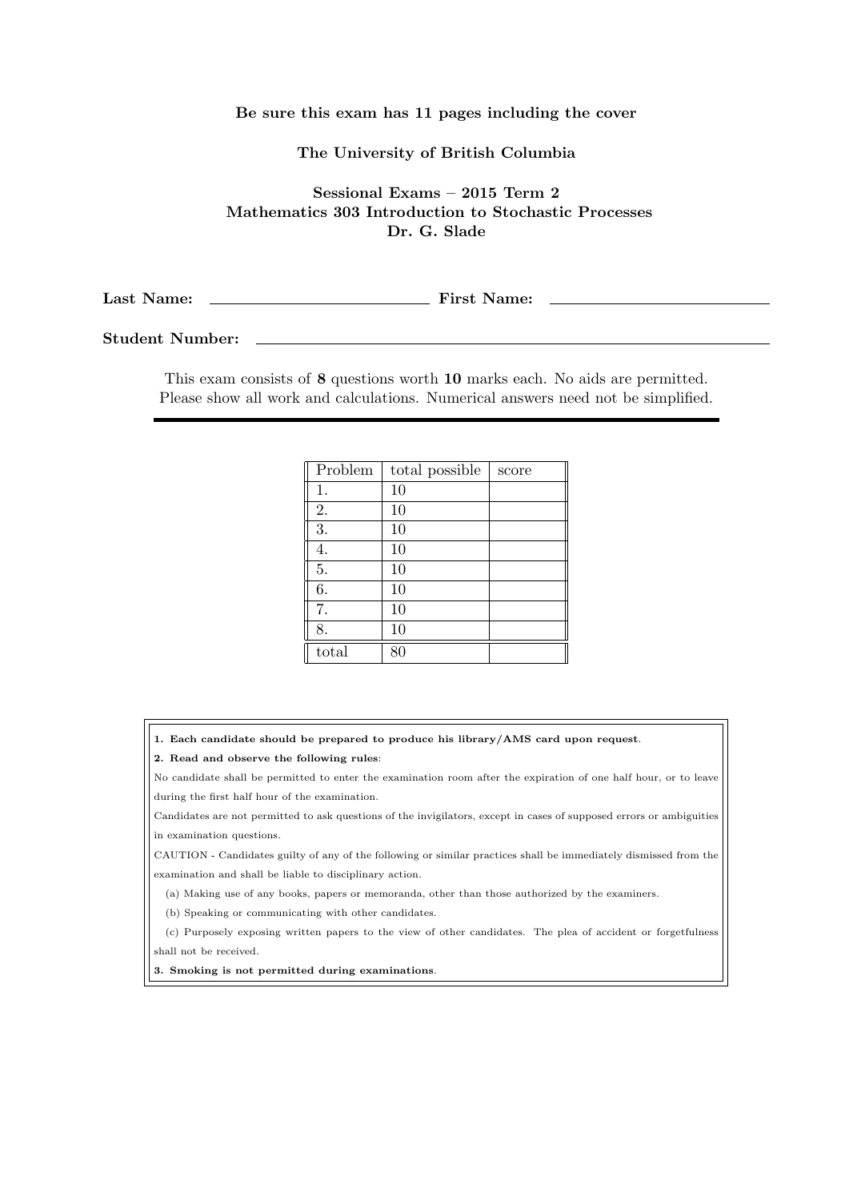**Be sure this exam has 11 pages including the cover**

**The University of British Columbia**

**Sessional Exams – 2015 Term 2**
**Mathematics 303 Introduction to Stochastic Processes**
**Dr. G. Slade**

**Last Name:** \_\_\_\_\_\_\_\_\_\_\_\_\_\_\_\_\_\_\_\_\_\_\_\_\_\_\_\_ **First Name:** \_\_\_\_\_\_\_\_\_\_\_\_\_\_\_\_\_\_\_\_\_\_\_\_\_\_\_\_

**Student Number:** \_\_\_\_\_\_\_\_\_\_\_\_\_\_\_\_\_\_\_\_\_\_\_\_\_\_\_\_\_\_\_\_\_\_\_\_\_\_\_\_\_\_\_\_\_\_\_\_\_\_\_\_\_\_\_\_

This exam consists of **8** questions worth **10** marks each. No aids are permitted. Please show all work and calculations. Numerical answers need not be simplified.

---

| Problem | total possible | score |
|---|---|---|
| 1. | 10 | |
| 2. | 10 | |
| 3. | 10 | |
| 4. | 10 | |
| 5. | 10 | |
| 6. | 10 | |
| 7. | 10 | |
| 8. | 10 | |
| total | 80 | |

**1. Each candidate should be prepared to produce his library/AMS card upon request**.

**2. Read and observe the following rules**:

No candidate shall be permitted to enter the examination room after the expiration of one half hour, or to leave during the first half hour of the examination.

Candidates are not permitted to ask questions of the invigilators, except in cases of supposed errors or ambiguities in examination questions.

CAUTION - Candidates guilty of any of the following or similar practices shall be immediately dismissed from the examination and shall be liable to disciplinary action.

(a) Making use of any books, papers or memoranda, other than those authorized by the examiners.

(b) Speaking or communicating with other candidates.

(c) Purposely exposing written papers to the view of other candidates. The plea of accident or forgetfulness shall not be received.

**3. Smoking is not permitted during examinations**.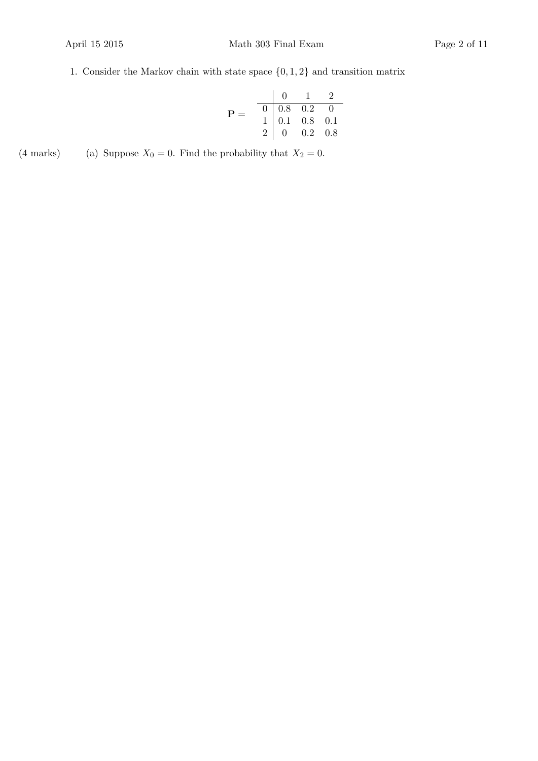1. Consider the Markov chain with state space $\{0, 1, 2\}$ and transition matrix

$$\mathbf{P} = \begin{array}{c|ccc} & 0 & 1 & 2 \\ \hline 0 & 0.8 & 0.2 & 0 \\ 1 & 0.1 & 0.8 & 0.1 \\ 2 & 0 & 0.2 & 0.8 \end{array}$$

(4 marks) (a) Suppose $X_0 = 0$. Find the probability that $X_2 = 0$.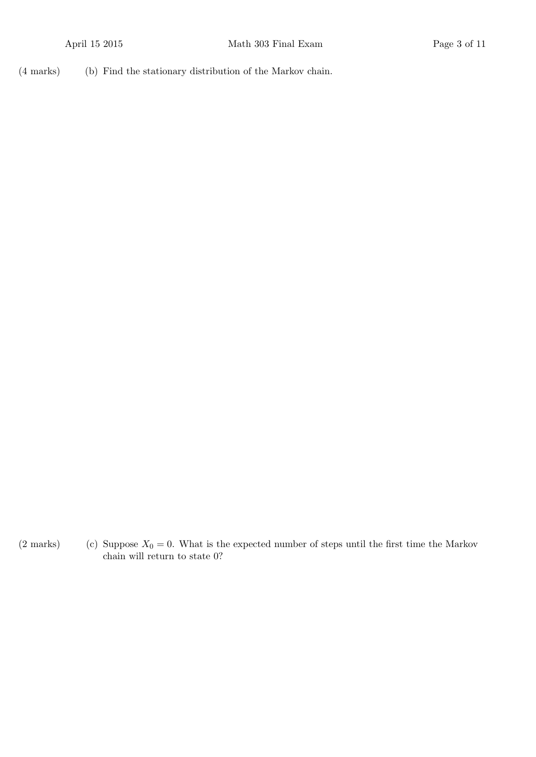(4 marks) (b) Find the stationary distribution of the Markov chain.

(2 marks) (c) Suppose $X_0 = 0$. What is the expected number of steps until the first time the Markov chain will return to state 0?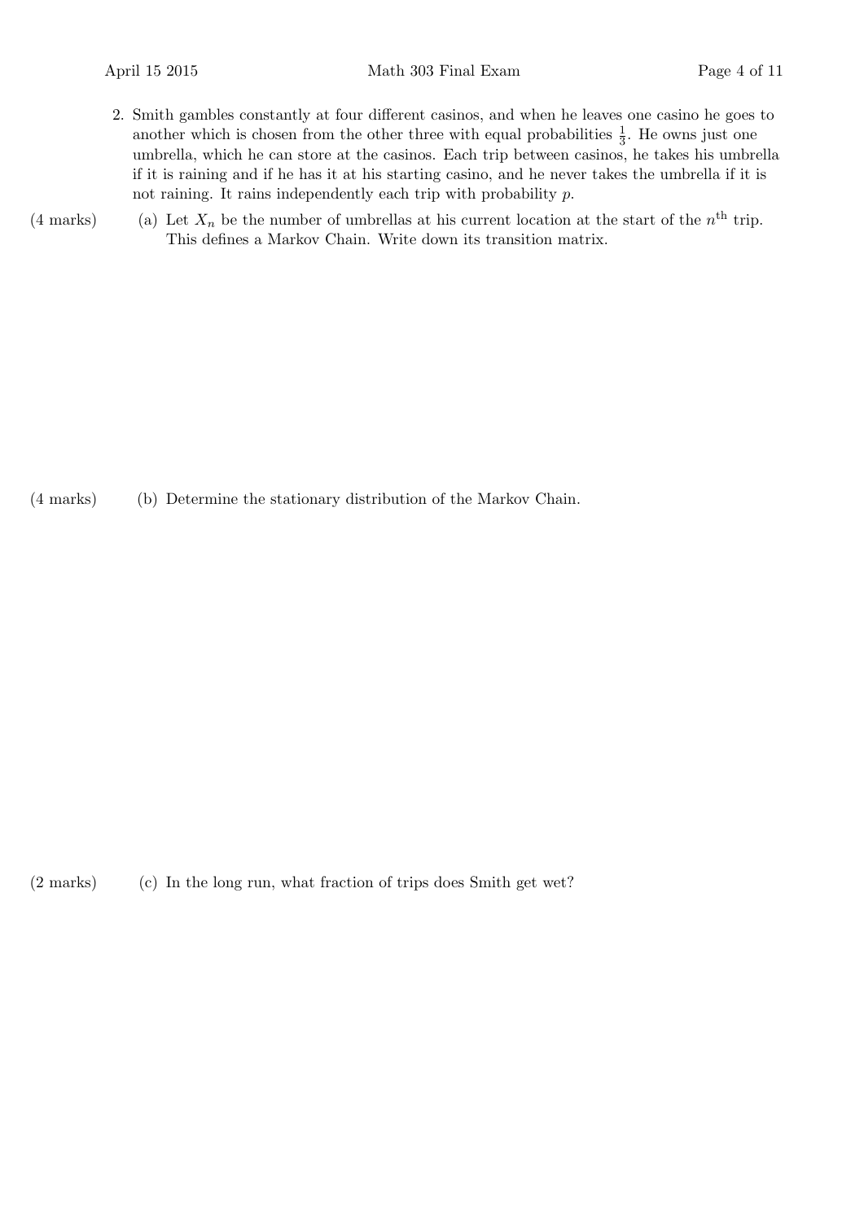2. Smith gambles constantly at four different casinos, and when he leaves one casino he goes to another which is chosen from the other three with equal probabilities $\frac{1}{3}$. He owns just one umbrella, which he can store at the casinos. Each trip between casinos, he takes his umbrella if it is raining and if he has it at his starting casino, and he never takes the umbrella if it is not raining. It rains independently each trip with probability $p$.

(4 marks) (a) Let $X_n$ be the number of umbrellas at his current location at the start of the $n^{\text{th}}$ trip. This defines a Markov Chain. Write down its transition matrix.

(4 marks) (b) Determine the stationary distribution of the Markov Chain.

(2 marks) (c) In the long run, what fraction of trips does Smith get wet?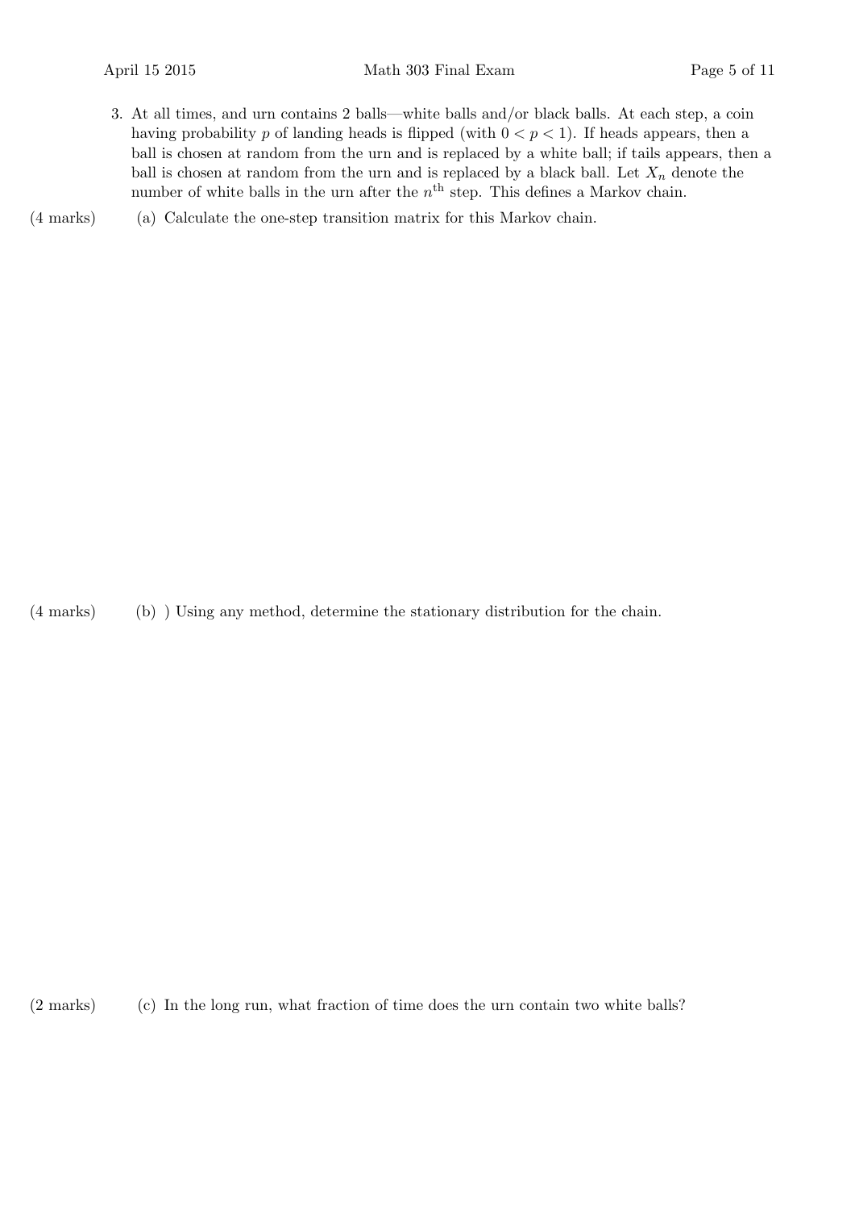3. At all times, and urn contains 2 balls—white balls and/or black balls. At each step, a coin having probability $p$ of landing heads is flipped (with $0 < p < 1$). If heads appears, then a ball is chosen at random from the urn and is replaced by a white ball; if tails appears, then a ball is chosen at random from the urn and is replaced by a black ball. Let $X_n$ denote the number of white balls in the urn after the $n^{\text{th}}$ step. This defines a Markov chain.

(4 marks) (a) Calculate the one-step transition matrix for this Markov chain.

(4 marks) (b) ) Using any method, determine the stationary distribution for the chain.

(2 marks) (c) In the long run, what fraction of time does the urn contain two white balls?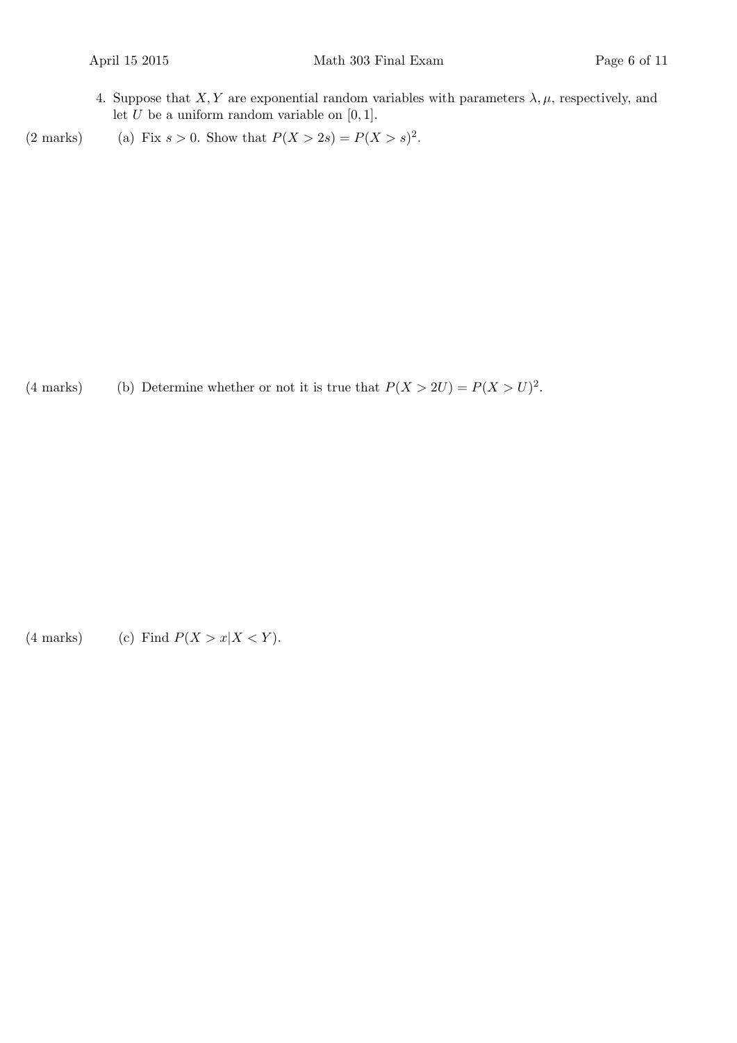4. Suppose that $X, Y$ are exponential random variables with parameters $\lambda, \mu$, respectively, and let $U$ be a uniform random variable on $[0, 1]$.

(2 marks) (a) Fix $s > 0$. Show that $P(X > 2s) = P(X > s)^2$.

(4 marks) (b) Determine whether or not it is true that $P(X > 2U) = P(X > U)^2$.

(4 marks) (c) Find $P(X > x | X < Y)$.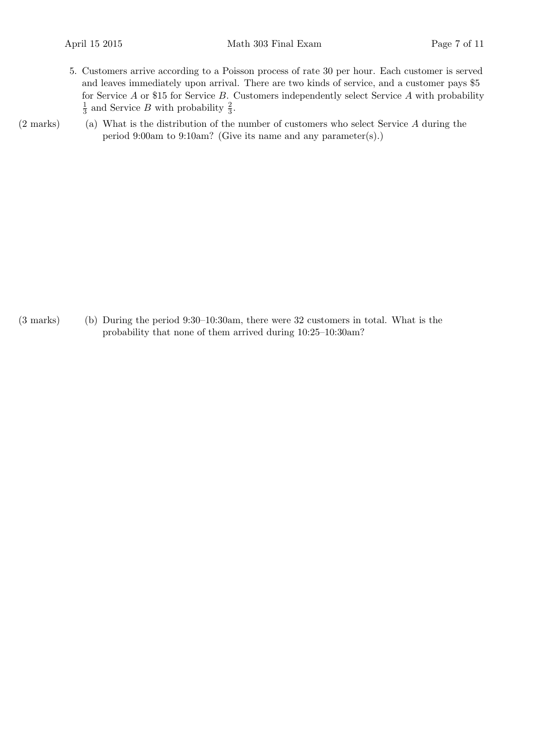5. Customers arrive according to a Poisson process of rate 30 per hour. Each customer is served and leaves immediately upon arrival. There are two kinds of service, and a customer pays \$5 for Service $A$ or \$15 for Service $B$. Customers independently select Service $A$ with probability $\frac{1}{3}$ and Service $B$ with probability $\frac{2}{3}$.

(2 marks) (a) What is the distribution of the number of customers who select Service $A$ during the period 9:00am to 9:10am? (Give its name and any parameter(s).)

(3 marks) (b) During the period 9:30–10:30am, there were 32 customers in total. What is the probability that none of them arrived during 10:25–10:30am?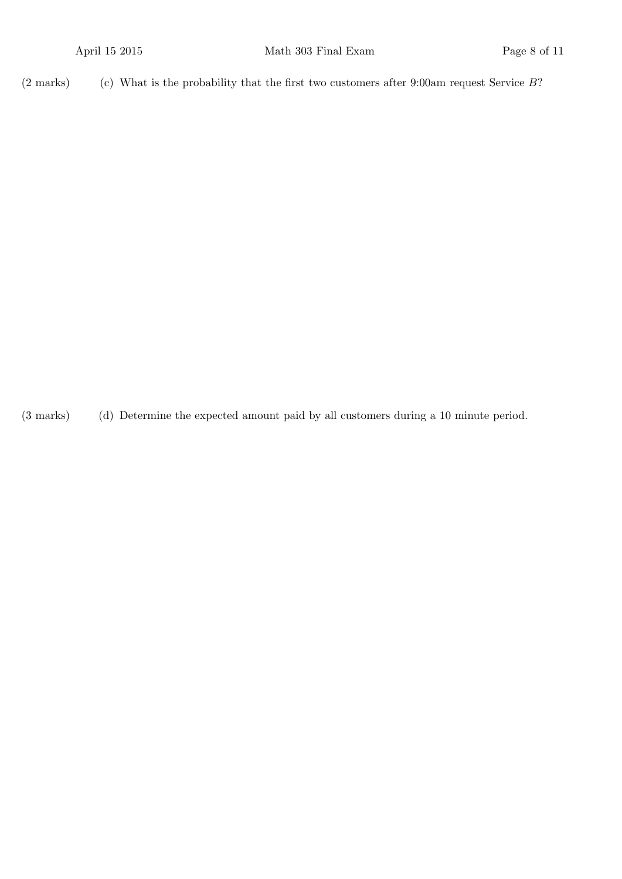(2 marks) (c) What is the probability that the first two customers after 9:00am request Service $B$?

(3 marks) (d) Determine the expected amount paid by all customers during a 10 minute period.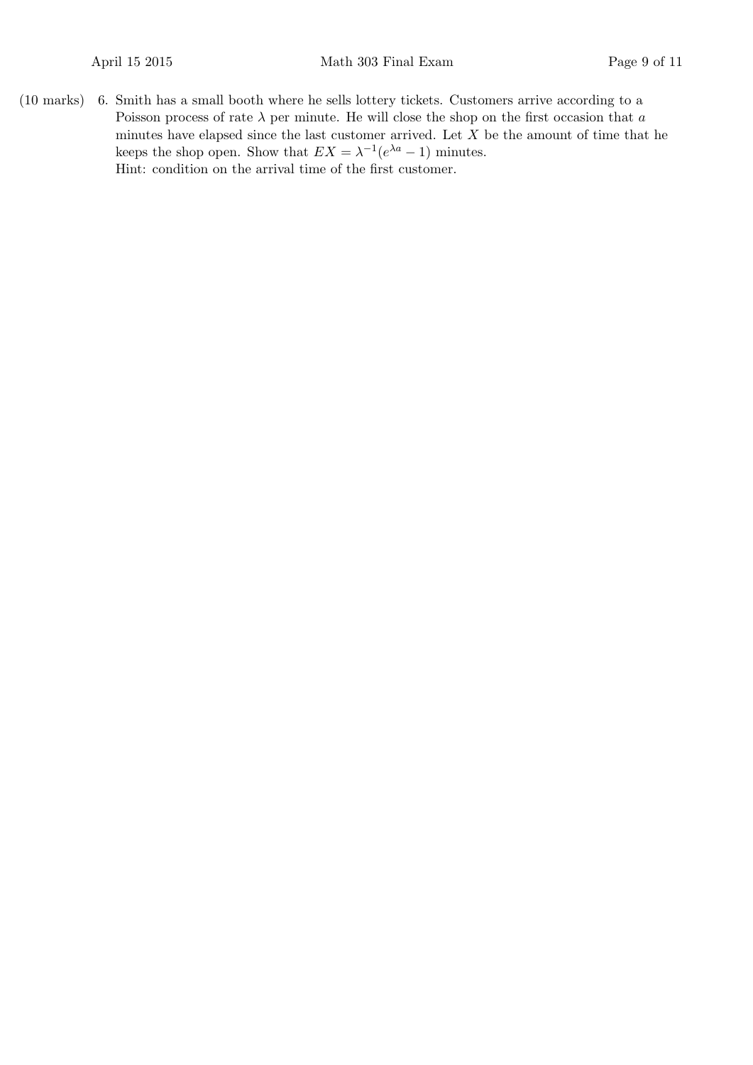(10 marks) 6. Smith has a small booth where he sells lottery tickets. Customers arrive according to a Poisson process of rate $\lambda$ per minute. He will close the shop on the first occasion that $a$ minutes have elapsed since the last customer arrived. Let $X$ be the amount of time that he keeps the shop open. Show that $EX = \lambda^{-1}(e^{\lambda a} - 1)$ minutes.
Hint: condition on the arrival time of the first customer.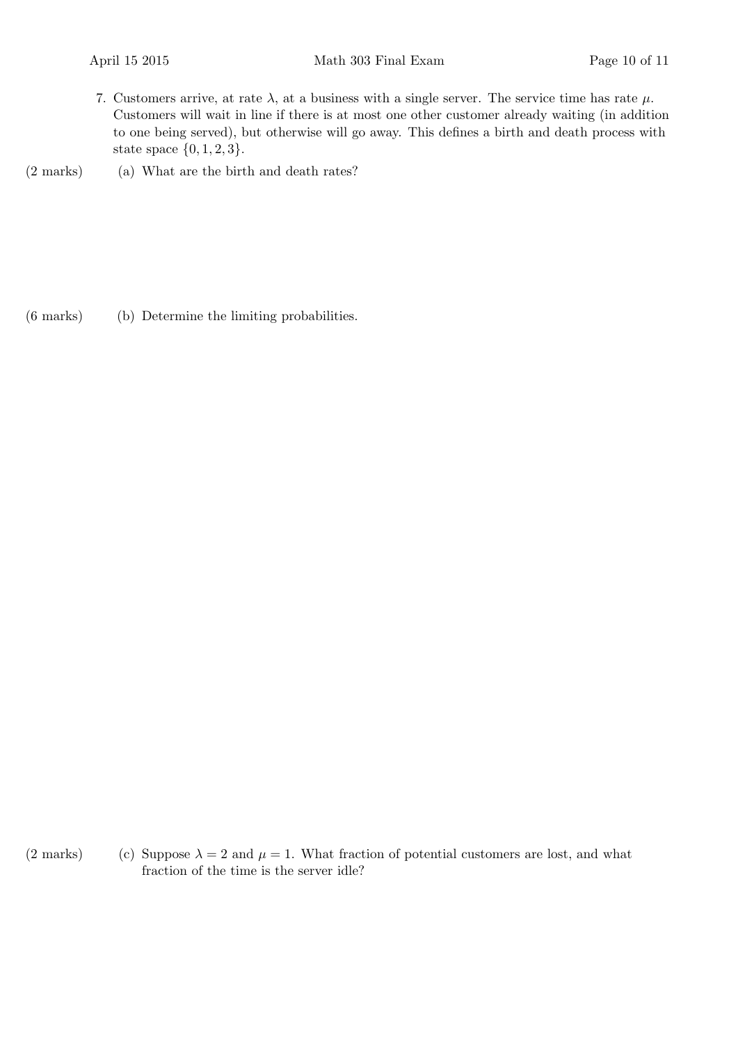7. Customers arrive, at rate $\lambda$, at a business with a single server. The service time has rate $\mu$. Customers will wait in line if there is at most one other customer already waiting (in addition to one being served), but otherwise will go away. This defines a birth and death process with state space $\{0, 1, 2, 3\}$.

(2 marks) (a) What are the birth and death rates?

(6 marks) (b) Determine the limiting probabilities.

(2 marks) (c) Suppose $\lambda = 2$ and $\mu = 1$. What fraction of potential customers are lost, and what fraction of the time is the server idle?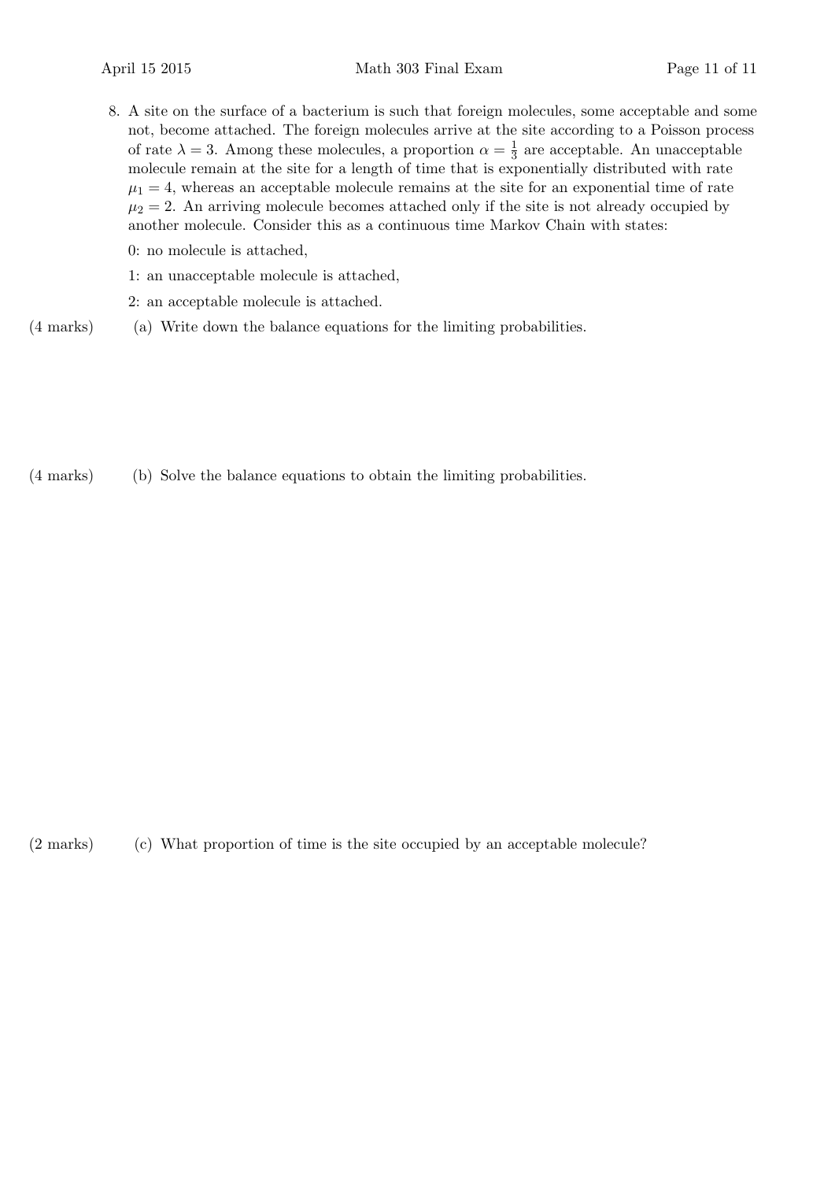8. A site on the surface of a bacterium is such that foreign molecules, some acceptable and some not, become attached. The foreign molecules arrive at the site according to a Poisson process of rate $\lambda = 3$. Among these molecules, a proportion $\alpha = \frac{1}{3}$ are acceptable. An unacceptable molecule remain at the site for a length of time that is exponentially distributed with rate $\mu_1 = 4$, whereas an acceptable molecule remains at the site for an exponential time of rate $\mu_2 = 2$. An arriving molecule becomes attached only if the site is not already occupied by another molecule. Consider this as a continuous time Markov Chain with states:

   0: no molecule is attached,

   1: an unacceptable molecule is attached,

   2: an acceptable molecule is attached.

(4 marks) (a) Write down the balance equations for the limiting probabilities.

(4 marks) (b) Solve the balance equations to obtain the limiting probabilities.

(2 marks) (c) What proportion of time is the site occupied by an acceptable molecule?